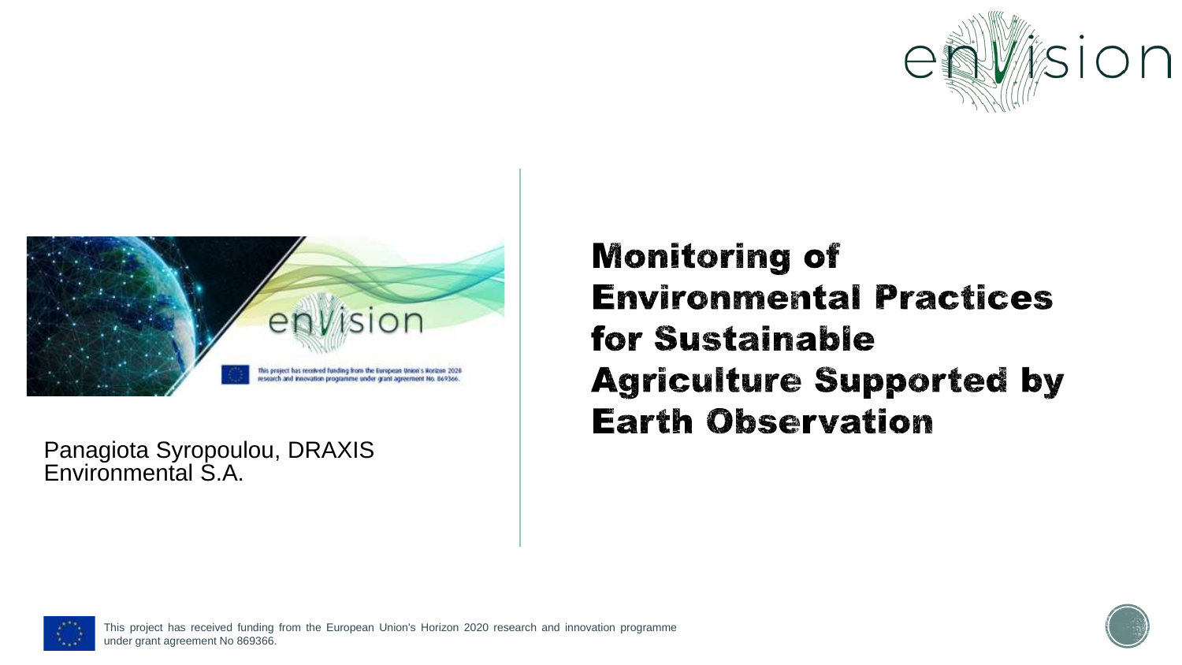# Monitoring of Environmental Practices for Sustainable Agriculture Supported by Earth Observation

Panagiota Syropoulou, DRAXIS Environmental S.A.

This project has received funding from the European Union's Horizon 2020 research and innovation programme under grant agreement No 869366.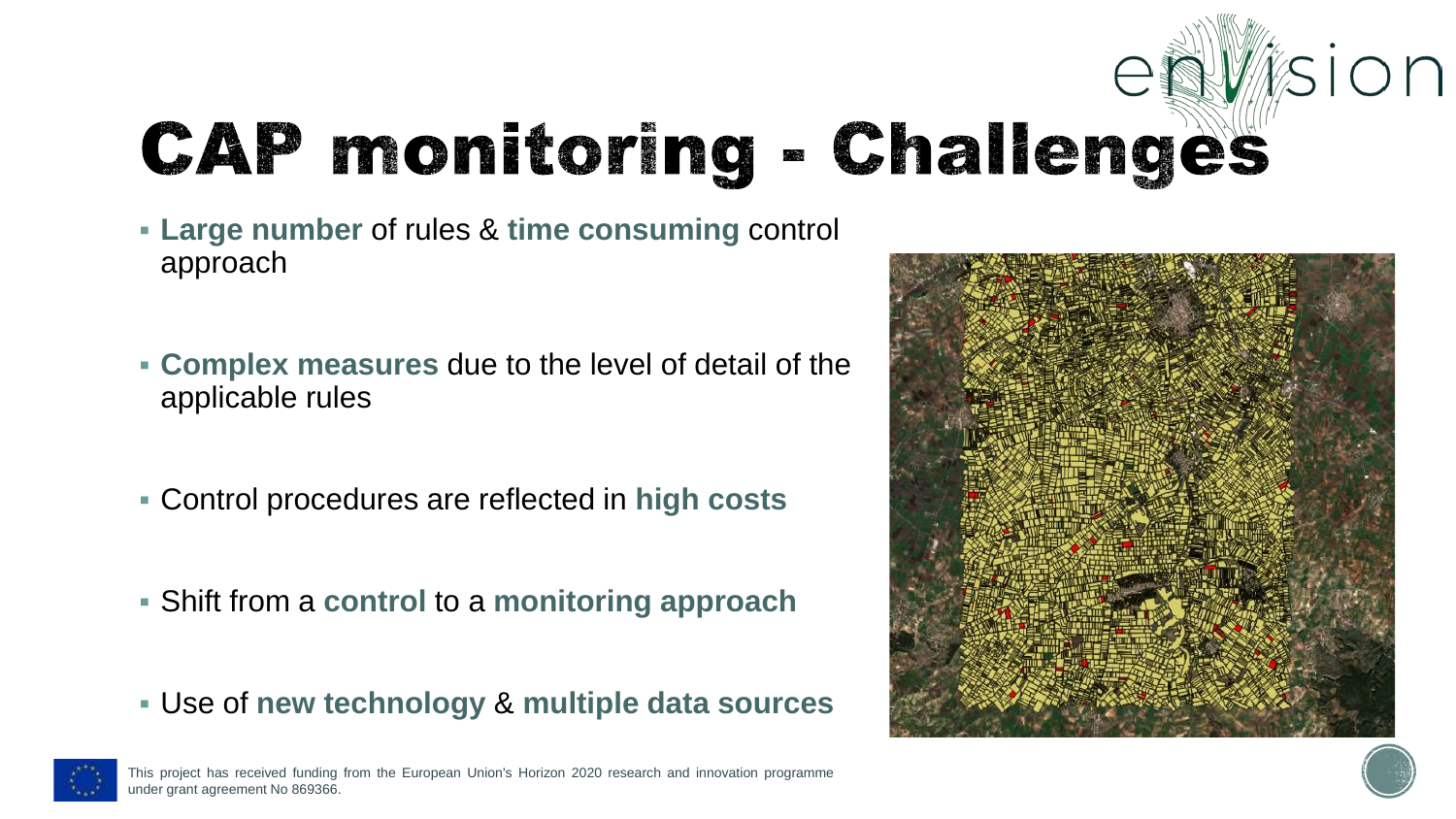# CAP monitoring - Challenges

- **Large number** of rules & **time consuming** control approach
- **Complex measures** due to the level of detail of the applicable rules
- Control procedures are reflected in **high costs**
- Shift from a **control** to a **monitoring approach**
- Use of **new technology** & **multiple data sources**

This project has received funding from the European Union's Horizon 2020 research and innovation programme under grant agreement No 869366.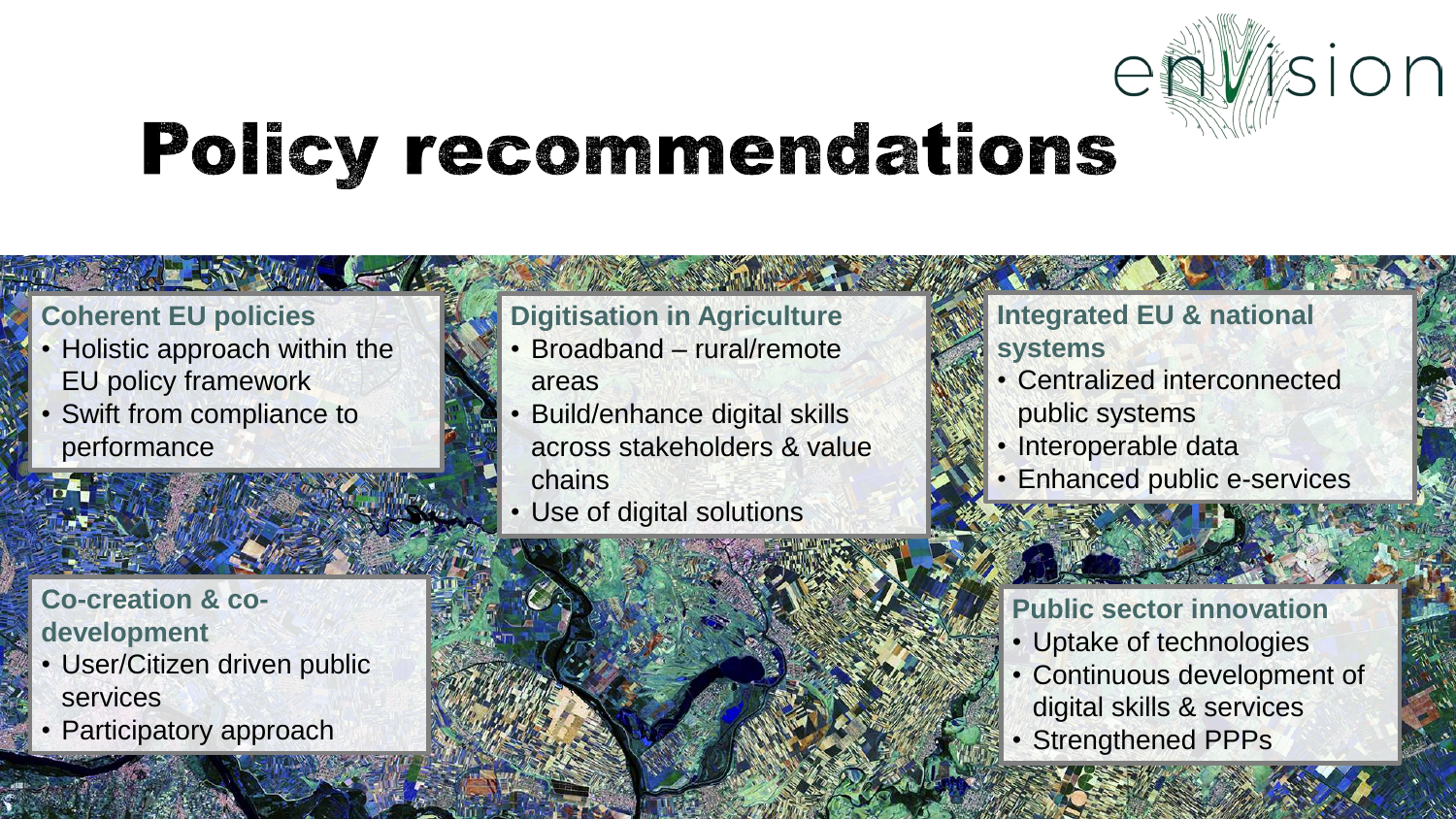# Policy recommendations

### Coherent EU policies
- Holistic approach within the EU policy framework
- Swift from compliance to performance

### Digitisation in Agriculture
- Broadband – rural/remote areas
- Build/enhance digital skills across stakeholders & value chains
- Use of digital solutions

### Integrated EU & national systems
- Centralized interconnected public systems
- Interoperable data
- Enhanced public e-services

### Co-creation & co-development
- User/Citizen driven public services
- Participatory approach

### Public sector innovation
- Uptake of technologies
- Continuous development of digital skills & services
- Strengthened PPPs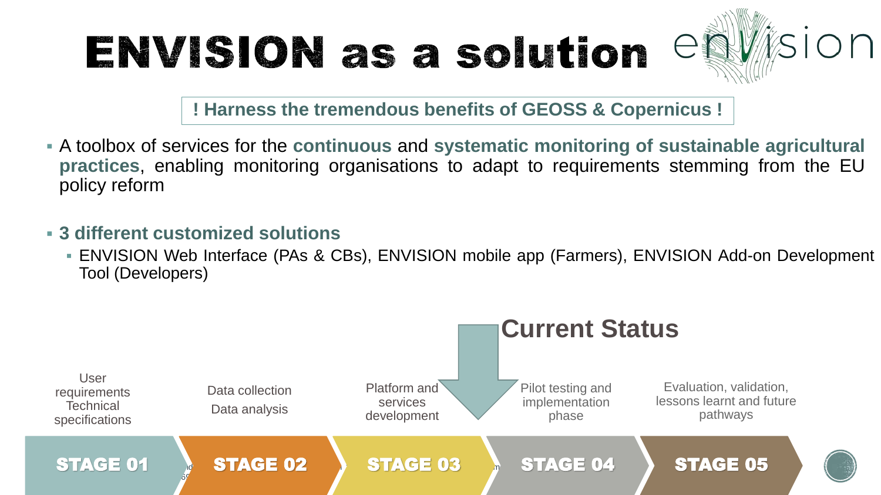# ENVISION as a solution

envision

**! Harness the tremendous benefits of GEOSS & Copernicus !**

- A toolbox of services for the **continuous** and **systematic monitoring of sustainable agricultural practices**, enabling monitoring organisations to adapt to requirements stemming from the EU policy reform

- **3 different customized solutions**
  - ENVISION Web Interface (PAs & CBs), ENVISION mobile app (Farmers), ENVISION Add-on Development Tool (Developers)

**Current Status**

| STAGE 01 | STAGE 02 | STAGE 03 | STAGE 04 | STAGE 05 |
| --- | --- | --- | --- | --- |
| User requirements<br>Technical specifications | Data collection<br>Data analysis | Platform and services development | Pilot testing and implementation phase | Evaluation, validation, lessons learnt and future pathways |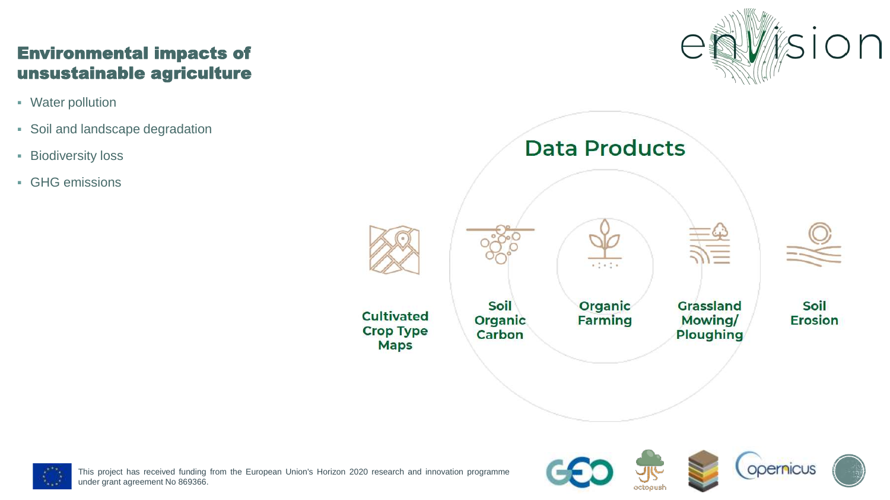## Environmental impacts of unsustainable agriculture

- Water pollution
- Soil and landscape degradation
- Biodiversity loss
- GHG emissions

### Data Products

- Cultivated Crop Type Maps
- Soil Organic Carbon
- Organic Farming
- Grassland Mowing/ Ploughing
- Soil Erosion

This project has received funding from the European Union's Horizon 2020 research and innovation programme under grant agreement No 869366.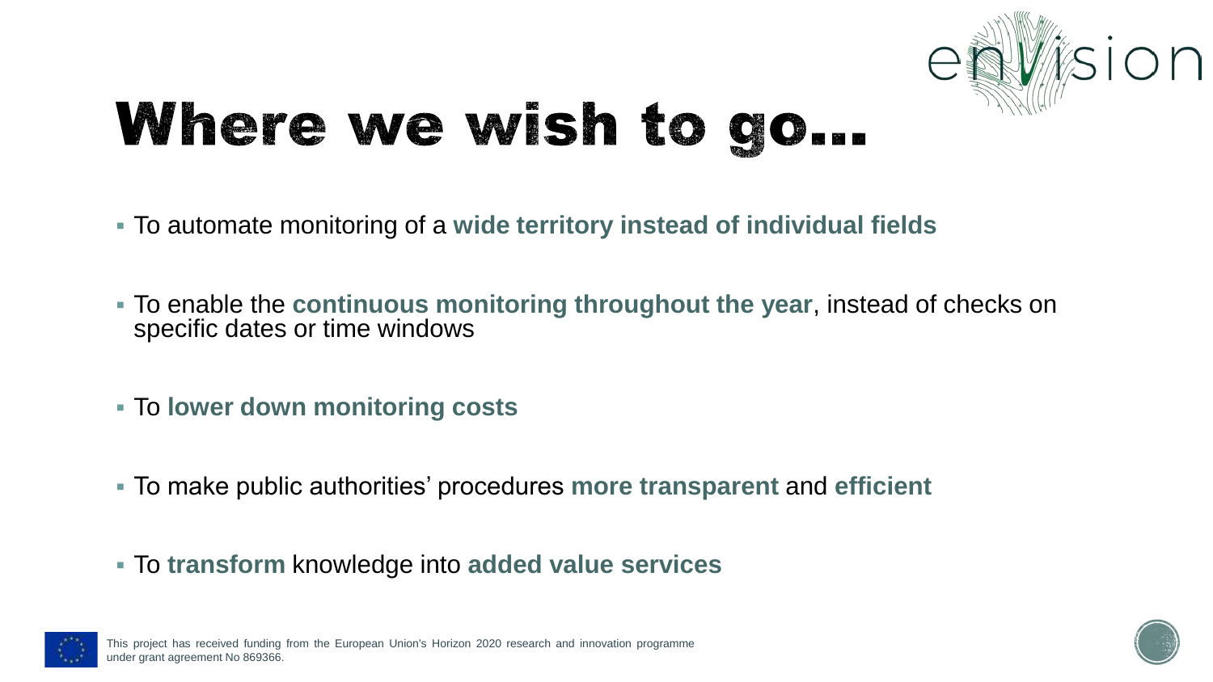# Where we wish to go...

- To automate monitoring of a **wide territory instead of individual fields**
- To enable the **continuous monitoring throughout the year**, instead of checks on specific dates or time windows
- To **lower down monitoring costs**
- To make public authorities' procedures **more transparent** and **efficient**
- To **transform** knowledge into **added value services**

This project has received funding from the European Union's Horizon 2020 research and innovation programme under grant agreement No 869366.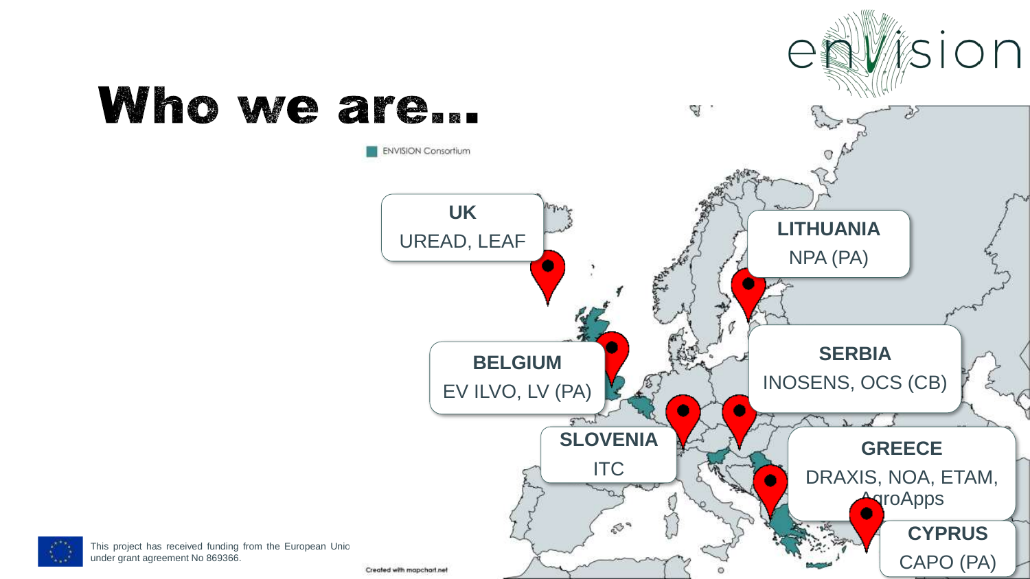# Who we are...

ENVISION Consortium

**UK**
UREAD, LEAF

**LITHUANIA**
NPA (PA)

**BELGIUM**
EV ILVO, LV (PA)

**SERBIA**
INOSENS, OCS (CB)

**SLOVENIA**
ITC

**GREECE**
DRAXIS, NOA, ETAM, AgroApps

**CYPRUS**
CAPO (PA)

Created with mapchart.net

This project has received funding from the European Union under grant agreement No 869366.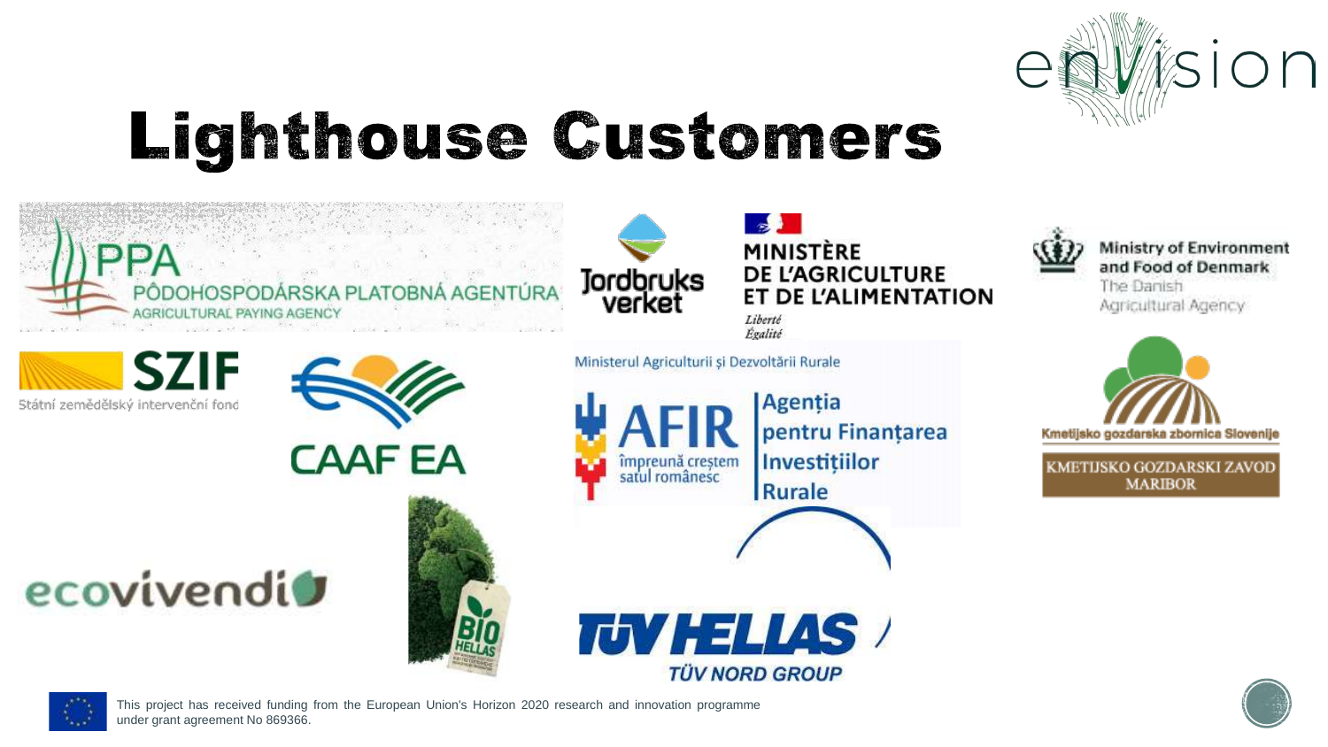# Lighthouse Customers

PPA PÔDOHOSPODÁRSKA PLATOBNÁ AGENTÚRA AGRICULTURAL PAYING AGENCY

Jordbruks verket

MINISTÈRE DE L'AGRICULTURE ET DE L'ALIMENTATION
*Liberté*
*Égalité*

Ministry of Environment and Food of Denmark
The Danish Agricultural Agency

SZIF
Státní zemědělský intervenční fond

CAAF EA

Ministerul Agriculturii și Dezvoltării Rurale

AFIR împreună creștem satul românesc
Agenția pentru Finanțarea Investițiilor Rurale

Kmetijsko gozdarska zbornica Slovenije
KMETIJSKO GOZDARSKI ZAVOD MARIBOR

ecovivendi

BIO HELLAS

TÜV HELLAS
TÜV NORD GROUP

This project has received funding from the European Union's Horizon 2020 research and innovation programme under grant agreement No 869366.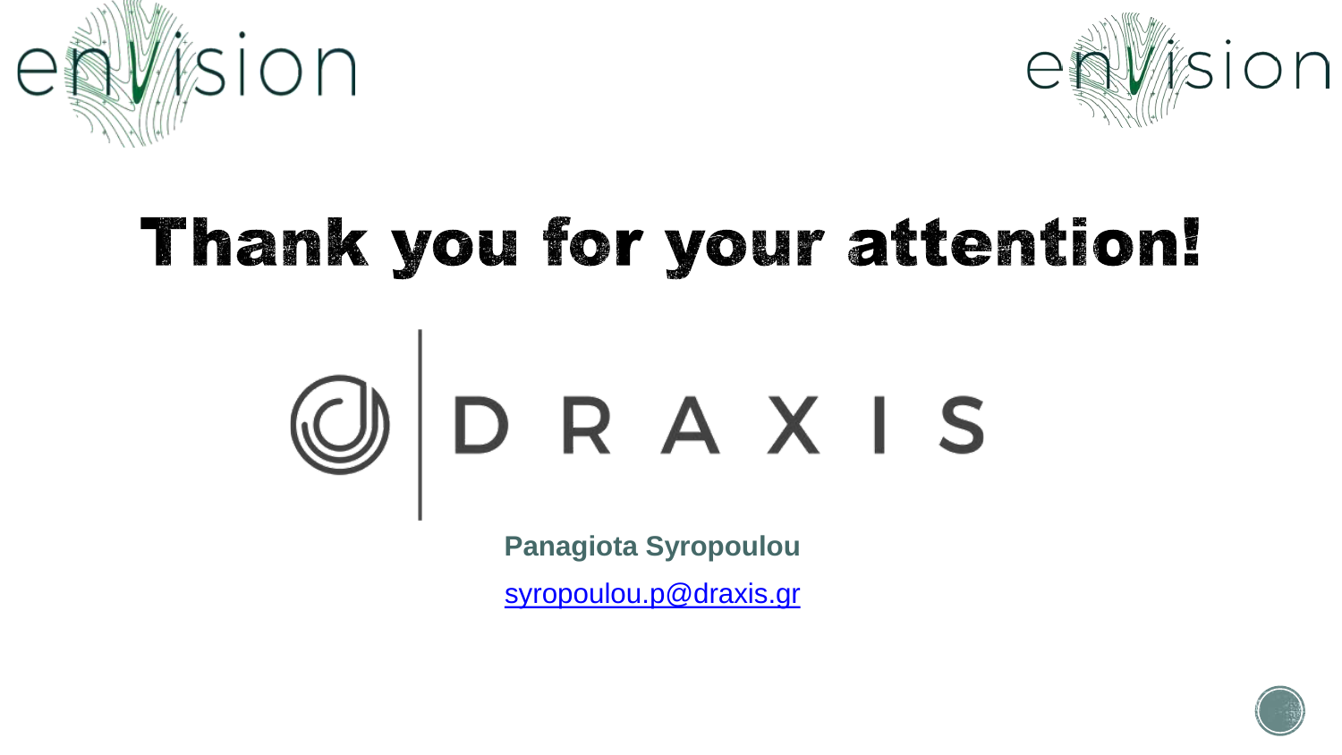# Thank you for your attention!

**Panagiota Syropoulou**

syropoulou.p@draxis.gr